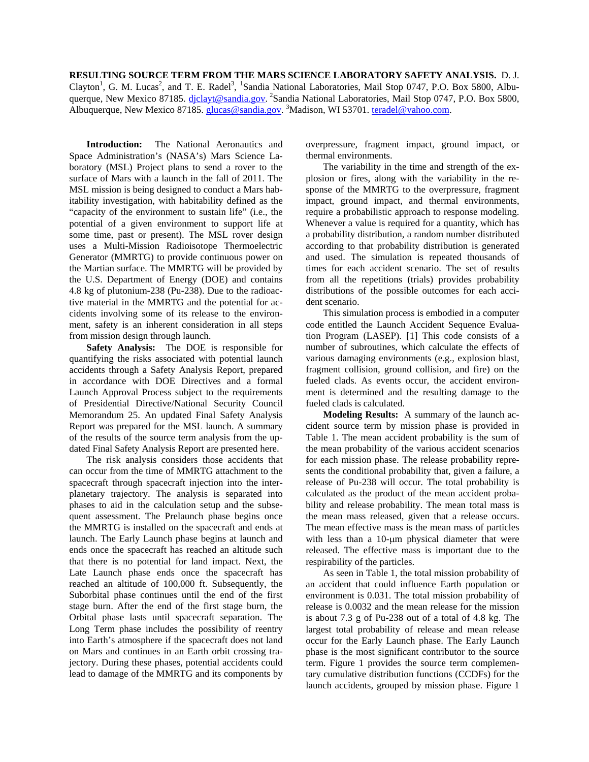**RESULTING SOURCE TERM FROM THE MARS SCIENCE LABORATORY SAFETY ANALYSIS.** D. J. Clayton[1], G. M. Lucas[2], and T. E. Radel[3], [1]Sandia National Laboratories, Mail Stop 0747, P.O. Box 5800, Albuquerque, New Mexico 87185. djclayt@sandia.gov. [2]Sandia National Laboratories, Mail Stop 0747, P.O. Box 5800, Albuquerque, New Mexico 87185. glucas@sandia.gov. [3]Madison, WI 53701. teradel@yahoo.com.

**Introduction:** The National Aeronautics and Space Administration's (NASA's) Mars Science Laboratory (MSL) Project plans to send a rover to the surface of Mars with a launch in the fall of 2011. The MSL mission is being designed to conduct a Mars habitability investigation, with habitability defined as the "capacity of the environment to sustain life" (i.e., the potential of a given environment to support life at some time, past or present). The MSL rover design uses a Multi-Mission Radioisotope Thermoelectric Generator (MMRTG) to provide continuous power on the Martian surface. The MMRTG will be provided by the U.S. Department of Energy (DOE) and contains 4.8 kg of plutonium-238 (Pu-238). Due to the radioactive material in the MMRTG and the potential for accidents involving some of its release to the environment, safety is an inherent consideration in all steps from mission design through launch.

**Safety Analysis:** The DOE is responsible for quantifying the risks associated with potential launch accidents through a Safety Analysis Report, prepared in accordance with DOE Directives and a formal Launch Approval Process subject to the requirements of Presidential Directive/National Security Council Memorandum 25. An updated Final Safety Analysis Report was prepared for the MSL launch. A summary of the results of the source term analysis from the updated Final Safety Analysis Report are presented here.

The risk analysis considers those accidents that can occur from the time of MMRTG attachment to the spacecraft through spacecraft injection into the interplanetary trajectory. The analysis is separated into phases to aid in the calculation setup and the subsequent assessment. The Prelaunch phase begins once the MMRTG is installed on the spacecraft and ends at launch. The Early Launch phase begins at launch and ends once the spacecraft has reached an altitude such that there is no potential for land impact. Next, the Late Launch phase ends once the spacecraft has reached an altitude of 100,000 ft. Subsequently, the Suborbital phase continues until the end of the first stage burn. After the end of the first stage burn, the Orbital phase lasts until spacecraft separation. The Long Term phase includes the possibility of reentry into Earth's atmosphere if the spacecraft does not land on Mars and continues in an Earth orbit crossing trajectory. During these phases, potential accidents could lead to damage of the MMRTG and its components by overpressure, fragment impact, ground impact, or thermal environments.

The variability in the time and strength of the explosion or fires, along with the variability in the response of the MMRTG to the overpressure, fragment impact, ground impact, and thermal environments, require a probabilistic approach to response modeling. Whenever a value is required for a quantity, which has a probability distribution, a random number distributed according to that probability distribution is generated and used. The simulation is repeated thousands of times for each accident scenario. The set of results from all the repetitions (trials) provides probability distributions of the possible outcomes for each accident scenario.

This simulation process is embodied in a computer code entitled the Launch Accident Sequence Evaluation Program (LASEP). [1] This code consists of a number of subroutines, which calculate the effects of various damaging environments (e.g., explosion blast, fragment collision, ground collision, and fire) on the fueled clads. As events occur, the accident environment is determined and the resulting damage to the fueled clads is calculated.

**Modeling Results:** A summary of the launch accident source term by mission phase is provided in Table 1. The mean accident probability is the sum of the mean probability of the various accident scenarios for each mission phase. The release probability represents the conditional probability that, given a failure, a release of Pu-238 will occur. The total probability is calculated as the product of the mean accident probability and release probability. The mean total mass is the mean mass released, given that a release occurs. The mean effective mass is the mean mass of particles with less than a 10-μm physical diameter that were released. The effective mass is important due to the respirability of the particles.

As seen in Table 1, the total mission probability of an accident that could influence Earth population or environment is 0.031. The total mission probability of release is 0.0032 and the mean release for the mission is about 7.3 g of Pu-238 out of a total of 4.8 kg. The largest total probability of release and mean release occur for the Early Launch phase. The Early Launch phase is the most significant contributor to the source term. Figure 1 provides the source term complementary cumulative distribution functions (CCDFs) for the launch accidents, grouped by mission phase. Figure 1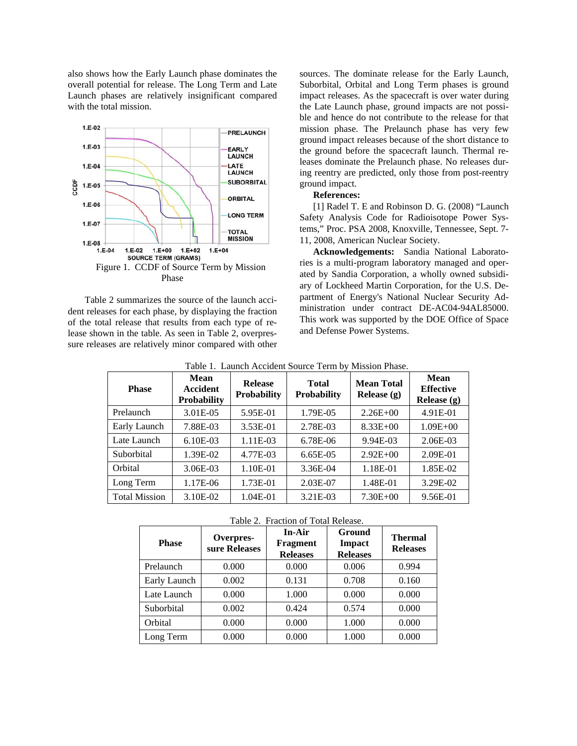also shows how the Early Launch phase dominates the overall potential for release. The Long Term and Late Launch phases are relatively insignificant compared with the total mission.

1.E-02
1.E-03
1.E-04
1.E-05
1.E-06
1.E-07
1.E-08
CCDF
1.E-04 1.E-02 1.E+00 1.E+02 1.E+04
SOURCE TERM (GRAMS)
PRELAUNCH
EARLY LAUNCH
LATE LAUNCH
SUBORBITAL
ORBITAL
LONG TERM
TOTAL MISSION

Figure 1. CCDF of Source Term by Mission Phase

Table 2 summarizes the source of the launch accident releases for each phase, by displaying the fraction of the total release that results from each type of release shown in the table. As seen in Table 2, overpressure releases are relatively minor compared with other sources. The dominate release for the Early Launch, Suborbital, Orbital and Long Term phases is ground impact releases. As the spacecraft is over water during the Late Launch phase, ground impacts are not possible and hence do not contribute to the release for that mission phase. The Prelaunch phase has very few ground impact releases because of the short distance to the ground before the spacecraft launch. Thermal releases dominate the Prelaunch phase. No releases during reentry are predicted, only those from post-reentry ground impact.

**References:**

[1] Radel T. E and Robinson D. G. (2008) "Launch Safety Analysis Code for Radioisotope Power Systems," Proc. PSA 2008, Knoxville, Tennessee, Sept. 7-11, 2008, American Nuclear Society.

**Acknowledgements:** Sandia National Laboratories is a multi-program laboratory managed and operated by Sandia Corporation, a wholly owned subsidiary of Lockheed Martin Corporation, for the U.S. Department of Energy's National Nuclear Security Administration under contract DE-AC04-94AL85000. This work was supported by the DOE Office of Space and Defense Power Systems.

Table 1. Launch Accident Source Term by Mission Phase.

| Phase | Mean Accident Probability | Release Probability | Total Probability | Mean Total Release (g) | Mean Effective Release (g) |
|---|---|---|---|---|---|
| Prelaunch | 3.01E-05 | 5.95E-01 | 1.79E-05 | 2.26E+00 | 4.91E-01 |
| Early Launch | 7.88E-03 | 3.53E-01 | 2.78E-03 | 8.33E+00 | 1.09E+00 |
| Late Launch | 6.10E-03 | 1.11E-03 | 6.78E-06 | 9.94E-03 | 2.06E-03 |
| Suborbital | 1.39E-02 | 4.77E-03 | 6.65E-05 | 2.92E+00 | 2.09E-01 |
| Orbital | 3.06E-03 | 1.10E-01 | 3.36E-04 | 1.18E-01 | 1.85E-02 |
| Long Term | 1.17E-06 | 1.73E-01 | 2.03E-07 | 1.48E-01 | 3.29E-02 |
| Total Mission | 3.10E-02 | 1.04E-01 | 3.21E-03 | 7.30E+00 | 9.56E-01 |

Table 2. Fraction of Total Release.

| Phase | Overpressure Releases | In-Air Fragment Releases | Ground Impact Releases | Thermal Releases |
|---|---|---|---|---|
| Prelaunch | 0.000 | 0.000 | 0.006 | 0.994 |
| Early Launch | 0.002 | 0.131 | 0.708 | 0.160 |
| Late Launch | 0.000 | 1.000 | 0.000 | 0.000 |
| Suborbital | 0.002 | 0.424 | 0.574 | 0.000 |
| Orbital | 0.000 | 0.000 | 1.000 | 0.000 |
| Long Term | 0.000 | 0.000 | 1.000 | 0.000 |